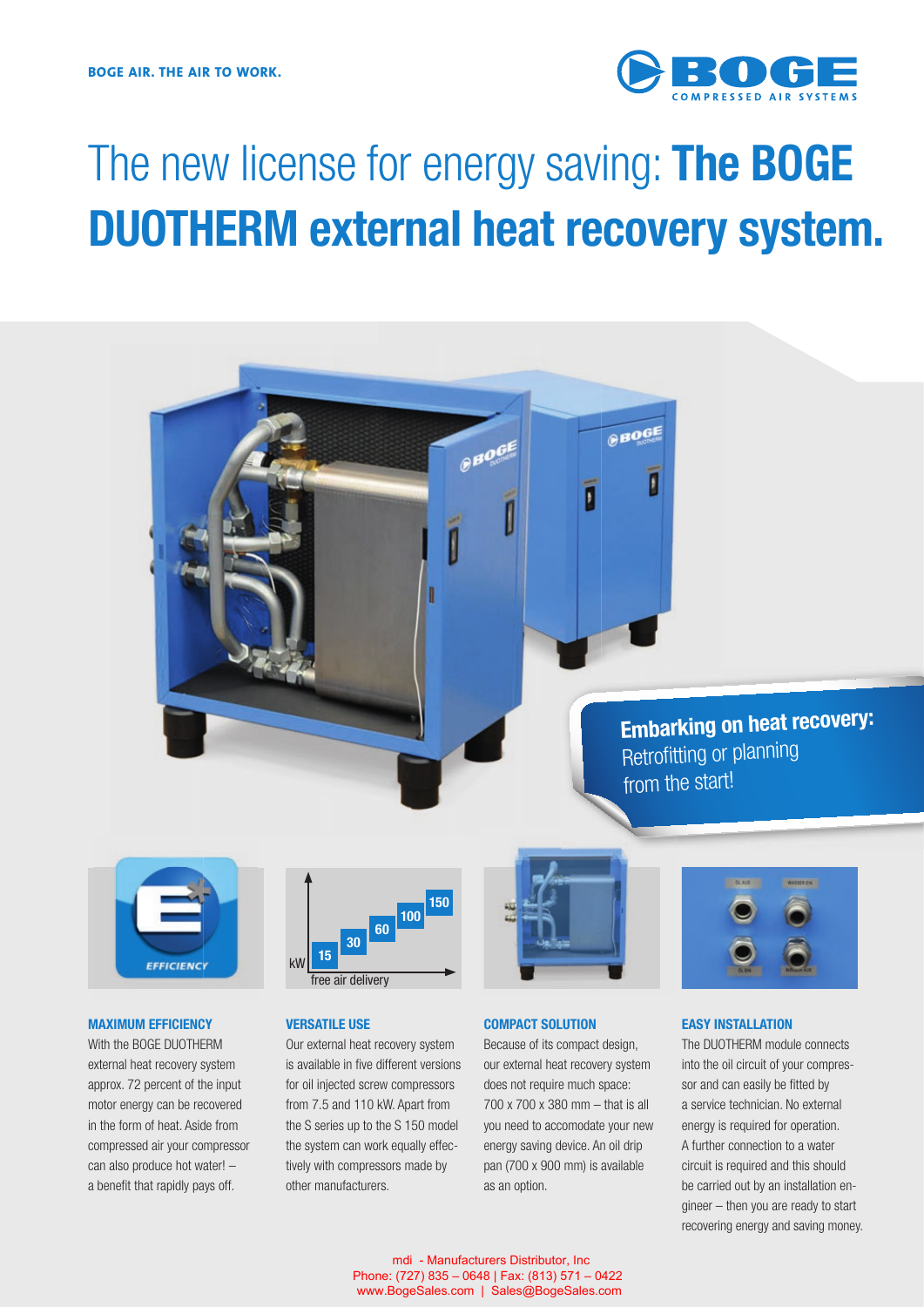BOGE AIR. THE AIR TO WORK.

# The new license for energy saving: **The BOGE DUOTHERM external heat recovery system.**

**Embarking on heat recovery:** Retrofitting or planning from the start!

### MAXIMUM EFFICIENCY

With the BOGE DUOTHERM external heat recovery system approx. 72 percent of the input motor energy can be recovered in the form of heat. Aside from compressed air your compressor can also produce hot water! – a benefit that rapidly pays off.

### VERSATILE USE

Our external heat recovery system is available in five different versions for oil injected screw compressors from 7.5 and 110 kW. Apart from the S series up to the S 150 model the system can work equally effectively with compressors made by other manufacturers.

### COMPACT SOLUTION

Because of its compact design, our external heat recovery system does not require much space: 700 x 700 x 380 mm – that is all you need to accomodate your new energy saving device. An oil drip pan (700 x 900 mm) is available as an option.

### EASY INSTALLATION

The DUOTHERM module connects into the oil circuit of your compressor and can easily be fitted by a service technician. No external energy is required for operation. A further connection to a water circuit is required and this should be carried out by an installation engineer – then you are ready to start recovering energy and saving money.

mdi - Manufacturers Distributor, Inc
Phone: (727) 835 – 0648 | Fax: (813) 571 – 0422
www.BogeSales.com | Sales@BogeSales.com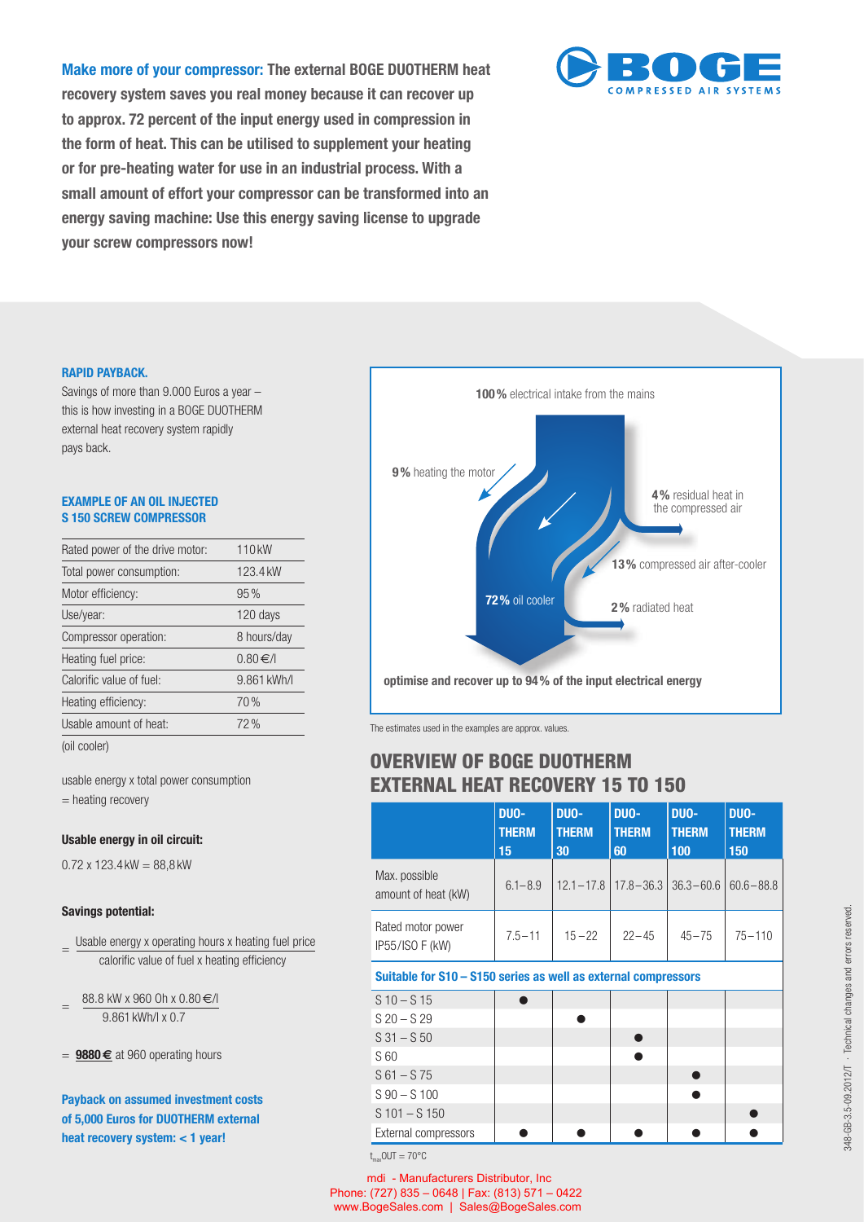**Make more of your compressor:** **The external BOGE DUOTHERM heat recovery system saves you real money because it can recover up to approx. 72 percent of the input energy used in compression in the form of heat. This can be utilised to supplement your heating or for pre-heating water for use in an industrial process. With a small amount of effort your compressor can be transformed into an energy saving machine: Use this energy saving license to upgrade your screw compressors now!**

BOGE COMPRESSED AIR SYSTEMS

### RAPID PAYBACK.

Savings of more than 9.000 Euros a year – this is how investing in a BOGE DUOTHERM external heat recovery system rapidly pays back.

### EXAMPLE OF AN OIL INJECTED S 150 SCREW COMPRESSOR

| | |
|---|---|
| Rated power of the drive motor: | 110 kW |
| Total power consumption: | 123.4 kW |
| Motor efficiency: | 95 % |
| Use/year: | 120 days |
| Compressor operation: | 8 hours/day |
| Heating fuel price: | 0.80 €/l |
| Calorific value of fuel: | 9.861 kWh/l |
| Heating efficiency: | 70 % |
| Usable amount of heat: | 72 % |

(oil cooler)

usable energy x total power consumption = heating recovery

**Usable energy in oil circuit:**

0.72 x 123.4 kW = 88,8 kW

**Savings potential:**

$$= \frac{\text{Usable energy x operating hours x heating fuel price}}{\text{calorific value of fuel x heating efficiency}}$$

$$= \frac{88.8 \text{ kW x } 960 \text{ 0h x } 0.80 \text{ €/l}}{9.861 \text{ kWh/l x } 0.7}$$

= **9880 €** at 960 operating hours

**Payback on assumed investment costs of 5,000 Euros for DUOTHERM external heat recovery system: < 1 year!**

**100 %** electrical intake from the mains

**9 %** heating the motor

**4 %** residual heat in the compressed air

**13 %** compressed air after-cooler

**72 %** oil cooler

**2 %** radiated heat

**optimise and recover up to 94 % of the input electrical energy**

The estimates used in the examples are approx. values.

## OVERVIEW OF BOGE DUOTHERM EXTERNAL HEAT RECOVERY 15 TO 150

| | DUO-THERM 15 | DUO-THERM 30 | DUO-THERM 60 | DUO-THERM 100 | DUO-THERM 150 |
|---|---|---|---|---|---|
| Max. possible amount of heat (kW) | 6.1 – 8.9 | 12.1 – 17.8 | 17.8 – 36.3 | 36.3 – 60.6 | 60.6 – 88.8 |
| Rated motor power IP55/ISO F (kW) | 7.5 – 11 | 15 – 22 | 22 – 45 | 45 – 75 | 75 – 110 |
| **Suitable for S10 – S150 series as well as external compressors** | | | | | |
| S 10 – S 15 | ● | | | | |
| S 20 – S 29 | | ● | | | |
| S 31 – S 50 | | | ● | | |
| S 60 | | | ● | | |
| S 61 – S 75 | | | | ● | |
| S 90 – S 100 | | | | ● | |
| S 101 – S 150 | | | | | ● |
| External compressors | ● | ● | ● | ● | ● |

$t_{max}$OUT = 70°C

mdi - Manufacturers Distributor, Inc
Phone: (727) 835 – 0648 | Fax: (813) 571 – 0422
www.BogeSales.com | Sales@BogeSales.com

348-GB-3.5-09.2012/T · Technical changes and errors reserved.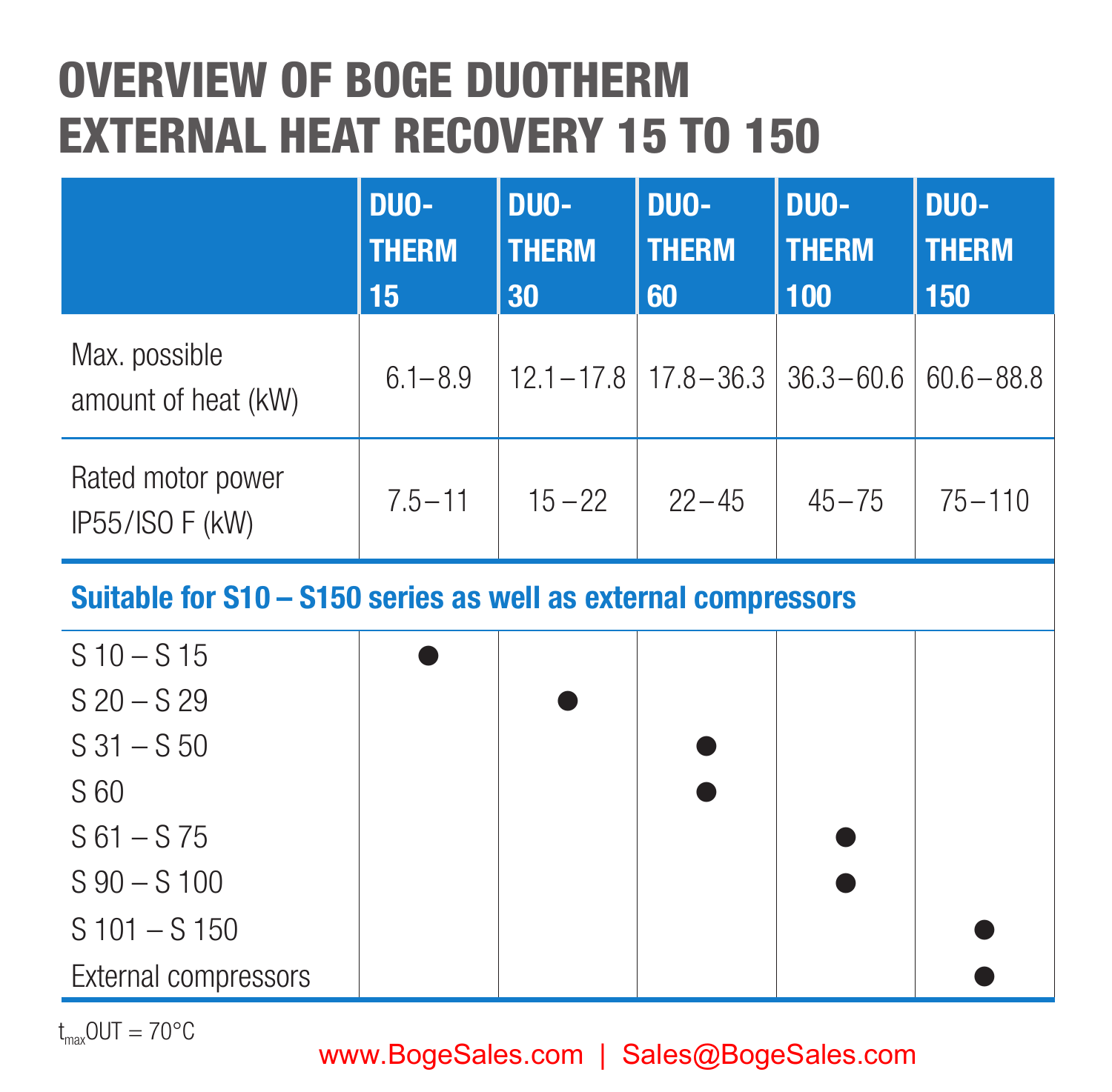# OVERVIEW OF BOGE DUOTHERM EXTERNAL HEAT RECOVERY 15 TO 150

| | DUOTHERM 15 | DUOTHERM 30 | DUOTHERM 60 | DUOTHERM 100 | DUOTHERM 150 |
|---|---|---|---|---|---|
| Max. possible amount of heat (kW) | 6.1–8.9 | 12.1–17.8 | 17.8–36.3 | 36.3–60.6 | 60.6–88.8 |
| Rated motor power IP55/ISO F (kW) | 7.5–11 | 15–22 | 22–45 | 45–75 | 75–110 |
| **Suitable for S10 – S150 series as well as external compressors** | | | | | |
| S 10 – S 15 | ● | | | | |
| S 20 – S 29 | | ● | | | |
| S 31 – S 50 | | | ● | | |
| S 60 | | | ● | | |
| S 61 – S 75 | | | | ● | |
| S 90 – S 100 | | | | ● | |
| S 101 – S 150 | | | | | ● |
| External compressors | | | | | ● |

$t_{max}$OUT = 70°C

www.BogeSales.com | Sales@BogeSales.com